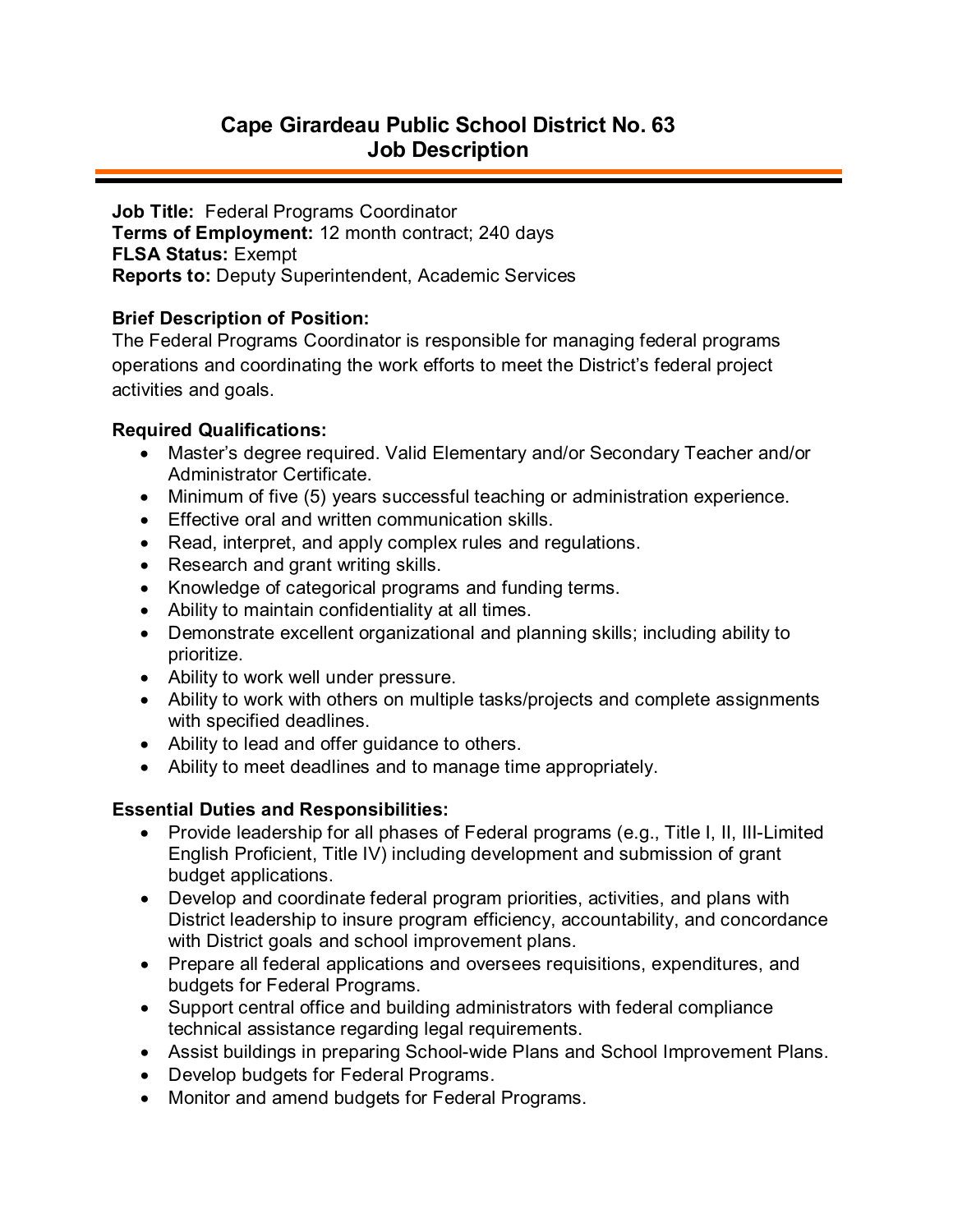# Cape Girardeau Public School District No. 63
## Job Description

**Job Title:** Federal Programs Coordinator
**Terms of Employment:** 12 month contract; 240 days
**FLSA Status:** Exempt
**Reports to:** Deputy Superintendent, Academic Services

**Brief Description of Position:**
The Federal Programs Coordinator is responsible for managing federal programs operations and coordinating the work efforts to meet the District's federal project activities and goals.

**Required Qualifications:**

- Master's degree required. Valid Elementary and/or Secondary Teacher and/or Administrator Certificate.
- Minimum of five (5) years successful teaching or administration experience.
- Effective oral and written communication skills.
- Read, interpret, and apply complex rules and regulations.
- Research and grant writing skills.
- Knowledge of categorical programs and funding terms.
- Ability to maintain confidentiality at all times.
- Demonstrate excellent organizational and planning skills; including ability to prioritize.
- Ability to work well under pressure.
- Ability to work with others on multiple tasks/projects and complete assignments with specified deadlines.
- Ability to lead and offer guidance to others.
- Ability to meet deadlines and to manage time appropriately.

**Essential Duties and Responsibilities:**

- Provide leadership for all phases of Federal programs (e.g., Title I, II, III-Limited English Proficient, Title IV) including development and submission of grant budget applications.
- Develop and coordinate federal program priorities, activities, and plans with District leadership to insure program efficiency, accountability, and concordance with District goals and school improvement plans.
- Prepare all federal applications and oversees requisitions, expenditures, and budgets for Federal Programs.
- Support central office and building administrators with federal compliance technical assistance regarding legal requirements.
- Assist buildings in preparing School-wide Plans and School Improvement Plans.
- Develop budgets for Federal Programs.
- Monitor and amend budgets for Federal Programs.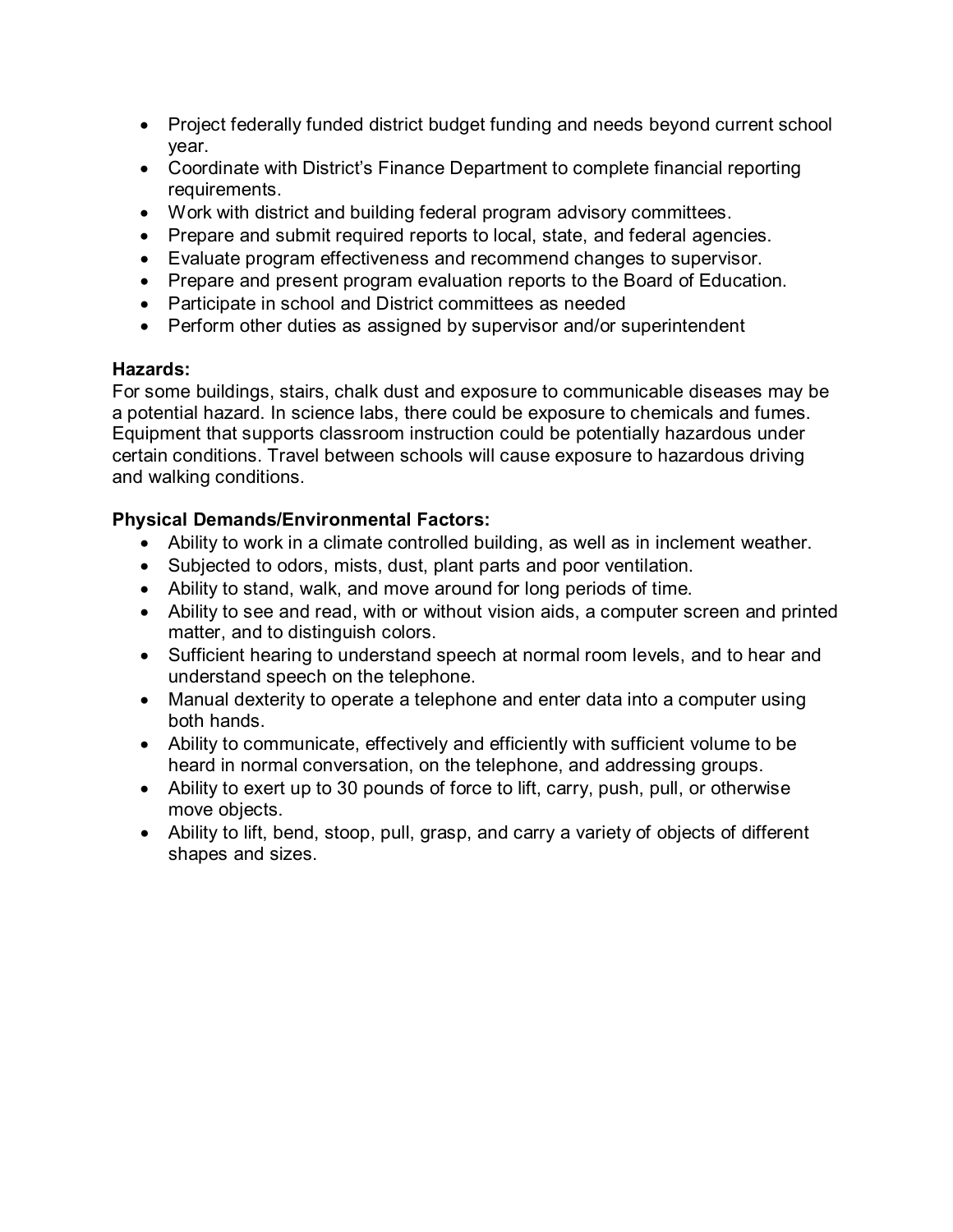- Project federally funded district budget funding and needs beyond current school year.
- Coordinate with District's Finance Department to complete financial reporting requirements.
- Work with district and building federal program advisory committees.
- Prepare and submit required reports to local, state, and federal agencies.
- Evaluate program effectiveness and recommend changes to supervisor.
- Prepare and present program evaluation reports to the Board of Education.
- Participate in school and District committees as needed
- Perform other duties as assigned by supervisor and/or superintendent

**Hazards:**
For some buildings, stairs, chalk dust and exposure to communicable diseases may be a potential hazard. In science labs, there could be exposure to chemicals and fumes. Equipment that supports classroom instruction could be potentially hazardous under certain conditions. Travel between schools will cause exposure to hazardous driving and walking conditions.

**Physical Demands/Environmental Factors:**

- Ability to work in a climate controlled building, as well as in inclement weather.
- Subjected to odors, mists, dust, plant parts and poor ventilation.
- Ability to stand, walk, and move around for long periods of time.
- Ability to see and read, with or without vision aids, a computer screen and printed matter, and to distinguish colors.
- Sufficient hearing to understand speech at normal room levels, and to hear and understand speech on the telephone.
- Manual dexterity to operate a telephone and enter data into a computer using both hands.
- Ability to communicate, effectively and efficiently with sufficient volume to be heard in normal conversation, on the telephone, and addressing groups.
- Ability to exert up to 30 pounds of force to lift, carry, push, pull, or otherwise move objects.
- Ability to lift, bend, stoop, pull, grasp, and carry a variety of objects of different shapes and sizes.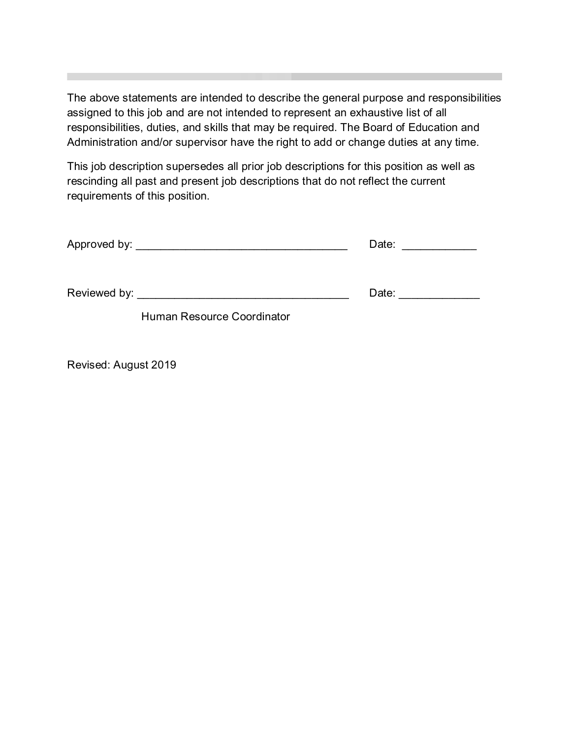The above statements are intended to describe the general purpose and responsibilities assigned to this job and are not intended to represent an exhaustive list of all responsibilities, duties, and skills that may be required. The Board of Education and Administration and/or supervisor have the right to add or change duties at any time.

This job description supersedes all prior job descriptions for this position as well as rescinding all past and present job descriptions that do not reflect the current requirements of this position.

Approved by: ___________________________________ Date: ____________

Reviewed by: ___________________________________ Date: _____________

Human Resource Coordinator

Revised: August 2019